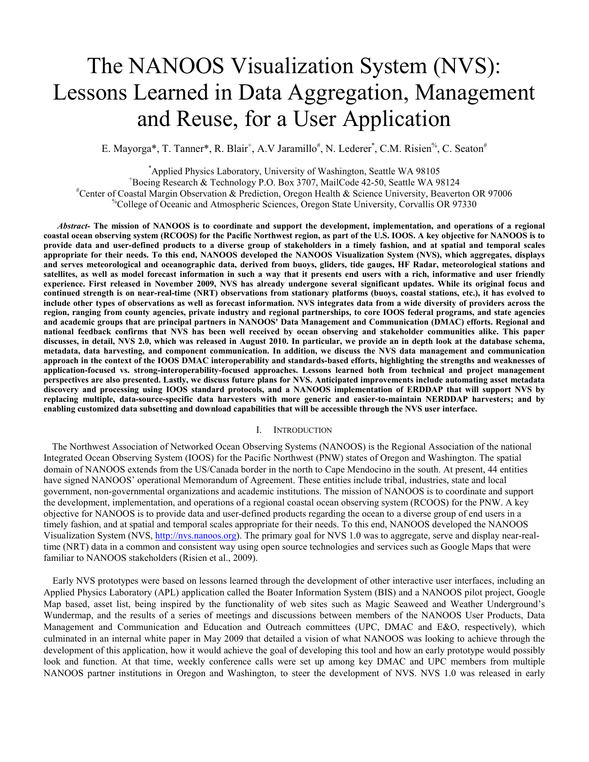# The NANOOS Visualization System (NVS): Lessons Learned in Data Aggregation, Management and Reuse, for a User Application

E. Mayorga*, T. Tanner*, R. Blair[+], A.V Jaramillo[#], N. Lederer[*], C.M. Risien[%], C. Seaton[#]

[*]Applied Physics Laboratory, University of Washington, Seattle WA 98105
[+]Boeing Research & Technology P.O. Box 3707, MailCode 42-50, Seattle WA 98124
[#]Center of Coastal Margin Observation & Prediction, Oregon Health & Science University, Beaverton OR 97006
[%]College of Oceanic and Atmospheric Sciences, Oregon State University, Corvallis OR 97330

***Abstract*- The mission of NANOOS is to coordinate and support the development, implementation, and operations of a regional coastal ocean observing system (RCOOS) for the Pacific Northwest region, as part of the U.S. IOOS. A key objective for NANOOS is to provide data and user-defined products to a diverse group of stakeholders in a timely fashion, and at spatial and temporal scales appropriate for their needs. To this end, NANOOS developed the NANOOS Visualization System (NVS), which aggregates, displays and serves meteorological and oceanographic data, derived from buoys, gliders, tide gauges, HF Radar, meteorological stations and satellites, as well as model forecast information in such a way that it presents end users with a rich, informative and user friendly experience. First released in November 2009, NVS has already undergone several significant updates. While its original focus and continued strength is on near-real-time (NRT) observations from stationary platforms (buoys, coastal stations, etc.), it has evolved to include other types of observations as well as forecast information. NVS integrates data from a wide diversity of providers across the region, ranging from county agencies, private industry and regional partnerships, to core IOOS federal programs, and state agencies and academic groups that are principal partners in NANOOS' Data Management and Communication (DMAC) efforts. Regional and national feedback confirms that NVS has been well received by ocean observing and stakeholder communities alike. This paper discusses, in detail, NVS 2.0, which was released in August 2010. In particular, we provide an in depth look at the database schema, metadata, data harvesting, and component communication. In addition, we discuss the NVS data management and communication approach in the context of the IOOS DMAC interoperability and standards-based efforts, highlighting the strengths and weaknesses of application-focused vs. strong-interoperability-focused approaches. Lessons learned both from technical and project management perspectives are also presented. Lastly, we discuss future plans for NVS. Anticipated improvements include automating asset metadata discovery and processing using IOOS standard protocols, and a NANOOS implementation of ERDDAP that will support NVS by replacing multiple, data-source-specific data harvesters with more generic and easier-to-maintain NERDDAP harvesters; and by enabling customized data subsetting and download capabilities that will be accessible through the NVS user interface.**

## I. Introduction

The Northwest Association of Networked Ocean Observing Systems (NANOOS) is the Regional Association of the national Integrated Ocean Observing System (IOOS) for the Pacific Northwest (PNW) states of Oregon and Washington. The spatial domain of NANOOS extends from the US/Canada border in the north to Cape Mendocino in the south. At present, 44 entities have signed NANOOS' operational Memorandum of Agreement. These entities include tribal, industries, state and local government, non-governmental organizations and academic institutions. The mission of NANOOS is to coordinate and support the development, implementation, and operations of a regional coastal ocean observing system (RCOOS) for the PNW. A key objective for NANOOS is to provide data and user-defined products regarding the ocean to a diverse group of end users in a timely fashion, and at spatial and temporal scales appropriate for their needs. To this end, NANOOS developed the NANOOS Visualization System (NVS, http://nvs.nanoos.org). The primary goal for NVS 1.0 was to aggregate, serve and display near-real-time (NRT) data in a common and consistent way using open source technologies and services such as Google Maps that were familiar to NANOOS stakeholders (Risien et al., 2009).

Early NVS prototypes were based on lessons learned through the development of other interactive user interfaces, including an Applied Physics Laboratory (APL) application called the Boater Information System (BIS) and a NANOOS pilot project, Google Map based, asset list, being inspired by the functionality of web sites such as Magic Seaweed and Weather Underground's Wundermap, and the results of a series of meetings and discussions between members of the NANOOS User Products, Data Management and Communication and Education and Outreach committees (UPC, DMAC and E&O, respectively), which culminated in an internal white paper in May 2009 that detailed a vision of what NANOOS was looking to achieve through the development of this application, how it would achieve the goal of developing this tool and how an early prototype would possibly look and function. At that time, weekly conference calls were set up among key DMAC and UPC members from multiple NANOOS partner institutions in Oregon and Washington, to steer the development of NVS. NVS 1.0 was released in early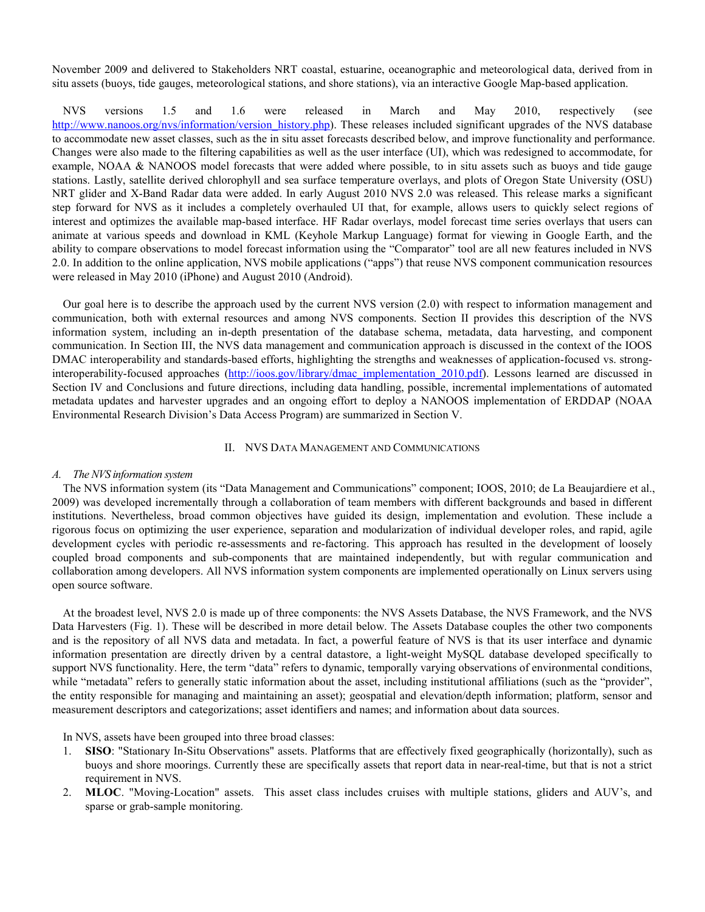November 2009 and delivered to Stakeholders NRT coastal, estuarine, oceanographic and meteorological data, derived from in situ assets (buoys, tide gauges, meteorological stations, and shore stations), via an interactive Google Map-based application.

NVS versions 1.5 and 1.6 were released in March and May 2010, respectively (see http://www.nanoos.org/nvs/information/version_history.php). These releases included significant upgrades of the NVS database to accommodate new asset classes, such as the in situ asset forecasts described below, and improve functionality and performance. Changes were also made to the filtering capabilities as well as the user interface (UI), which was redesigned to accommodate, for example, NOAA & NANOOS model forecasts that were added where possible, to in situ assets such as buoys and tide gauge stations. Lastly, satellite derived chlorophyll and sea surface temperature overlays, and plots of Oregon State University (OSU) NRT glider and X-Band Radar data were added. In early August 2010 NVS 2.0 was released. This release marks a significant step forward for NVS as it includes a completely overhauled UI that, for example, allows users to quickly select regions of interest and optimizes the available map-based interface. HF Radar overlays, model forecast time series overlays that users can animate at various speeds and download in KML (Keyhole Markup Language) format for viewing in Google Earth, and the ability to compare observations to model forecast information using the "Comparator" tool are all new features included in NVS 2.0. In addition to the online application, NVS mobile applications ("apps") that reuse NVS component communication resources were released in May 2010 (iPhone) and August 2010 (Android).

Our goal here is to describe the approach used by the current NVS version (2.0) with respect to information management and communication, both with external resources and among NVS components. Section II provides this description of the NVS information system, including an in-depth presentation of the database schema, metadata, data harvesting, and component communication. In Section III, the NVS data management and communication approach is discussed in the context of the IOOS DMAC interoperability and standards-based efforts, highlighting the strengths and weaknesses of application-focused vs. strong-interoperability-focused approaches (http://ioos.gov/library/dmac_implementation_2010.pdf). Lessons learned are discussed in Section IV and Conclusions and future directions, including data handling, possible, incremental implementations of automated metadata updates and harvester upgrades and an ongoing effort to deploy a NANOOS implementation of ERDDAP (NOAA Environmental Research Division's Data Access Program) are summarized in Section V.

## II. NVS Data Management and Communications

### *A. The NVS information system*

The NVS information system (its "Data Management and Communications" component; IOOS, 2010; de La Beaujardiere et al., 2009) was developed incrementally through a collaboration of team members with different backgrounds and based in different institutions. Nevertheless, broad common objectives have guided its design, implementation and evolution. These include a rigorous focus on optimizing the user experience, separation and modularization of individual developer roles, and rapid, agile development cycles with periodic re-assessments and re-factoring. This approach has resulted in the development of loosely coupled broad components and sub-components that are maintained independently, but with regular communication and collaboration among developers. All NVS information system components are implemented operationally on Linux servers using open source software.

At the broadest level, NVS 2.0 is made up of three components: the NVS Assets Database, the NVS Framework, and the NVS Data Harvesters (Fig. 1). These will be described in more detail below. The Assets Database couples the other two components and is the repository of all NVS data and metadata. In fact, a powerful feature of NVS is that its user interface and dynamic information presentation are directly driven by a central datastore, a light-weight MySQL database developed specifically to support NVS functionality. Here, the term "data" refers to dynamic, temporally varying observations of environmental conditions, while "metadata" refers to generally static information about the asset, including institutional affiliations (such as the "provider", the entity responsible for managing and maintaining an asset); geospatial and elevation/depth information; platform, sensor and measurement descriptors and categorizations; asset identifiers and names; and information about data sources.

In NVS, assets have been grouped into three broad classes:

1. **SISO**: "Stationary In-Situ Observations" assets. Platforms that are effectively fixed geographically (horizontally), such as buoys and shore moorings. Currently these are specifically assets that report data in near-real-time, but that is not a strict requirement in NVS.
2. **MLOC**. "Moving-Location" assets. This asset class includes cruises with multiple stations, gliders and AUV's, and sparse or grab-sample monitoring.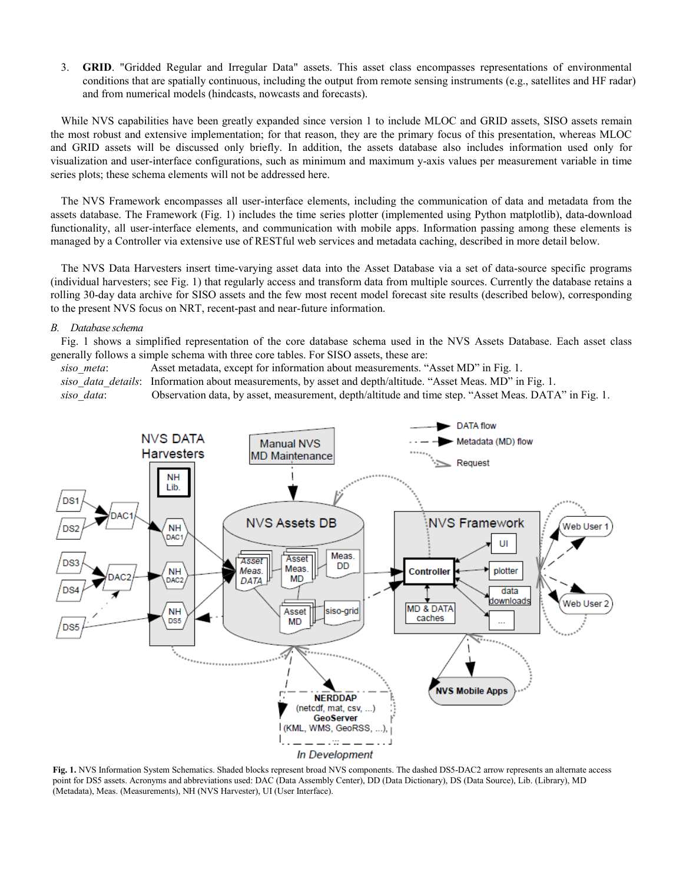3. **GRID**. "Gridded Regular and Irregular Data" assets. This asset class encompasses representations of environmental conditions that are spatially continuous, including the output from remote sensing instruments (e.g., satellites and HF radar) and from numerical models (hindcasts, nowcasts and forecasts).

While NVS capabilities have been greatly expanded since version 1 to include MLOC and GRID assets, SISO assets remain the most robust and extensive implementation; for that reason, they are the primary focus of this presentation, whereas MLOC and GRID assets will be discussed only briefly. In addition, the assets database also includes information used only for visualization and user-interface configurations, such as minimum and maximum y-axis values per measurement variable in time series plots; these schema elements will not be addressed here.

The NVS Framework encompasses all user-interface elements, including the communication of data and metadata from the assets database. The Framework (Fig. 1) includes the time series plotter (implemented using Python matplotlib), data-download functionality, all user-interface elements, and communication with mobile apps. Information passing among these elements is managed by a Controller via extensive use of RESTful web services and metadata caching, described in more detail below.

The NVS Data Harvesters insert time-varying asset data into the Asset Database via a set of data-source specific programs (individual harvesters; see Fig. 1) that regularly access and transform data from multiple sources. Currently the database retains a rolling 30-day data archive for SISO assets and the few most recent model forecast site results (described below), corresponding to the present NVS focus on NRT, recent-past and near-future information.

### *B. Database schema*

Fig. 1 shows a simplified representation of the core database schema used in the NVS Assets Database. Each asset class generally follows a simple schema with three core tables. For SISO assets, these are:

*siso_meta*: Asset metadata, except for information about measurements. "Asset MD" in Fig. 1.
*siso_data_details*: Information about measurements, by asset and depth/altitude. "Asset Meas. MD" in Fig. 1.
*siso_data*: Observation data, by asset, measurement, depth/altitude and time step. "Asset Meas. DATA" in Fig. 1.

**Fig. 1.** NVS Information System Schematics. Shaded blocks represent broad NVS components. The dashed DS5-DAC2 arrow represents an alternate access point for DS5 assets. Acronyms and abbreviations used: DAC (Data Assembly Center), DD (Data Dictionary), DS (Data Source), Lib. (Library), MD (Metadata), Meas. (Measurements), NH (NVS Harvester), UI (User Interface).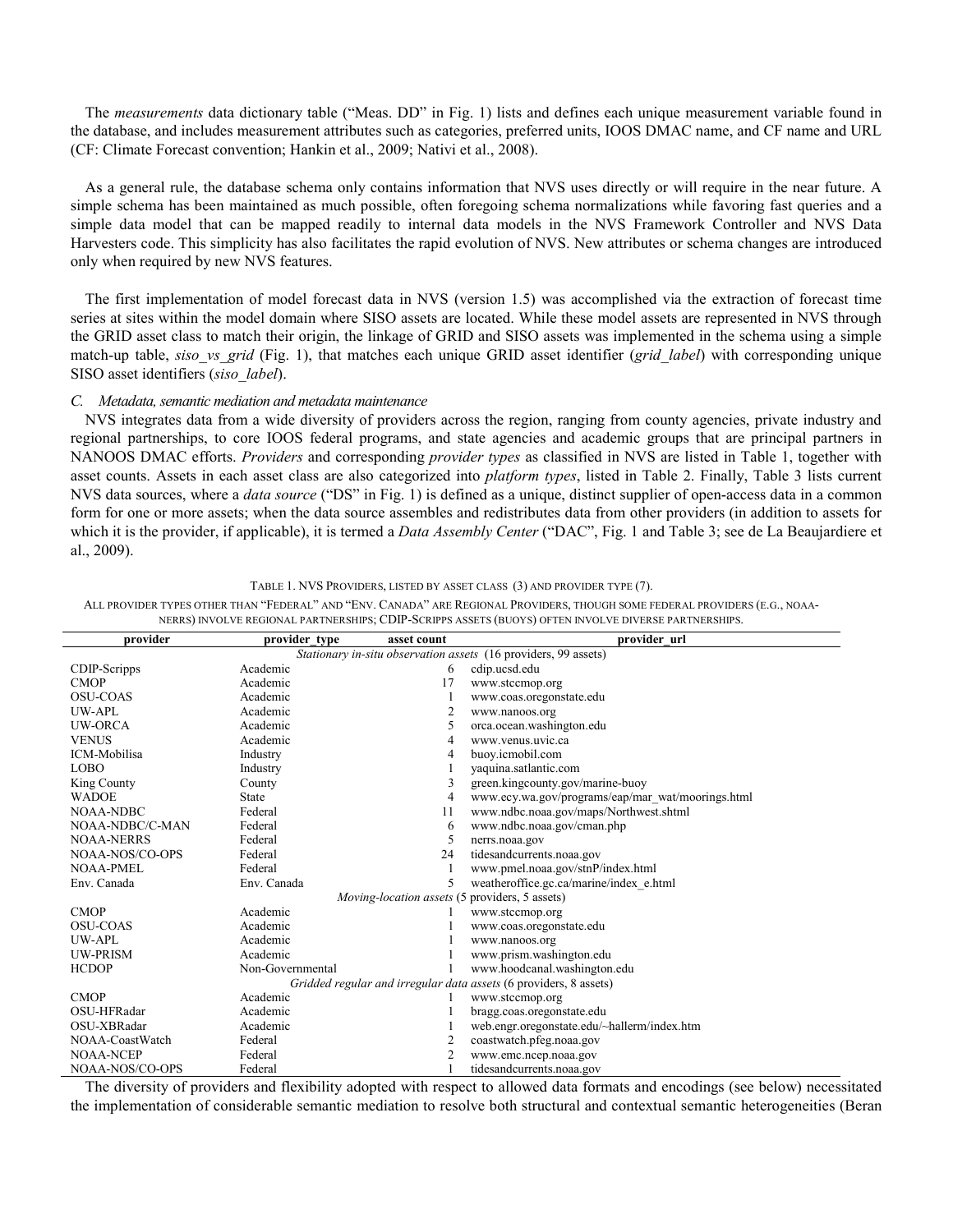The *measurements* data dictionary table ("Meas. DD" in Fig. 1) lists and defines each unique measurement variable found in the database, and includes measurement attributes such as categories, preferred units, IOOS DMAC name, and CF name and URL (CF: Climate Forecast convention; Hankin et al., 2009; Nativi et al., 2008).

As a general rule, the database schema only contains information that NVS uses directly or will require in the near future. A simple schema has been maintained as much possible, often foregoing schema normalizations while favoring fast queries and a simple data model that can be mapped readily to internal data models in the NVS Framework Controller and NVS Data Harvesters code. This simplicity has also facilitates the rapid evolution of NVS. New attributes or schema changes are introduced only when required by new NVS features.

The first implementation of model forecast data in NVS (version 1.5) was accomplished via the extraction of forecast time series at sites within the model domain where SISO assets are located. While these model assets are represented in NVS through the GRID asset class to match their origin, the linkage of GRID and SISO assets was implemented in the schema using a simple match-up table, *siso_vs_grid* (Fig. 1), that matches each unique GRID asset identifier (*grid_label*) with corresponding unique SISO asset identifiers (*siso_label*).

### *C. Metadata, semantic mediation and metadata maintenance*

NVS integrates data from a wide diversity of providers across the region, ranging from county agencies, private industry and regional partnerships, to core IOOS federal programs, and state agencies and academic groups that are principal partners in NANOOS DMAC efforts. *Providers* and corresponding *provider types* as classified in NVS are listed in Table 1, together with asset counts. Assets in each asset class are also categorized into *platform types*, listed in Table 2. Finally, Table 3 lists current NVS data sources, where a *data source* ("DS" in Fig. 1) is defined as a unique, distinct supplier of open-access data in a common form for one or more assets; when the data source assembles and redistributes data from other providers (in addition to assets for which it is the provider, if applicable), it is termed a *Data Assembly Center* ("DAC", Fig. 1 and Table 3; see de La Beaujardiere et al., 2009).

TABLE 1. NVS PROVIDERS, LISTED BY ASSET CLASS (3) AND PROVIDER TYPE (7).

ALL PROVIDER TYPES OTHER THAN "FEDERAL" AND "ENV. CANADA" ARE REGIONAL PROVIDERS, THOUGH SOME FEDERAL PROVIDERS (E.G., NOAA-NERRS) INVOLVE REGIONAL PARTNERSHIPS; CDIP-SCRIPPS ASSETS (BUOYS) OFTEN INVOLVE DIVERSE PARTNERSHIPS.

| provider | provider_type | asset count | provider_url |
|---|---|---|---|
| *Stationary in-situ observation assets* (16 providers, 99 assets) | | | |
| CDIP-Scripps | Academic | 6 | cdip.ucsd.edu |
| CMOP | Academic | 17 | www.stccmop.org |
| OSU-COAS | Academic | 1 | www.coas.oregonstate.edu |
| UW-APL | Academic | 2 | www.nanoos.org |
| UW-ORCA | Academic | 5 | orca.ocean.washington.edu |
| VENUS | Academic | 4 | www.venus.uvic.ca |
| ICM-Mobilisa | Industry | 4 | buoy.icmobil.com |
| LOBO | Industry | 1 | yaquina.satlantic.com |
| King County | County | 3 | green.kingcounty.gov/marine-buoy |
| WADOE | State | 4 | www.ecy.wa.gov/programs/eap/mar_wat/moorings.html |
| NOAA-NDBC | Federal | 11 | www.ndbc.noaa.gov/maps/Northwest.shtml |
| NOAA-NDBC/C-MAN | Federal | 6 | www.ndbc.noaa.gov/cman.php |
| NOAA-NERRS | Federal | 5 | nerrs.noaa.gov |
| NOAA-NOS/CO-OPS | Federal | 24 | tidesandcurrents.noaa.gov |
| NOAA-PMEL | Federal | 1 | www.pmel.noaa.gov/stnP/index.html |
| Env. Canada | Env. Canada | 5 | weatheroffice.gc.ca/marine/index_e.html |
| *Moving-location assets* (5 providers, 5 assets) | | | |
| CMOP | Academic | 1 | www.stccmop.org |
| OSU-COAS | Academic | 1 | www.coas.oregonstate.edu |
| UW-APL | Academic | 1 | www.nanoos.org |
| UW-PRISM | Academic | 1 | www.prism.washington.edu |
| HCDOP | Non-Governmental | 1 | www.hoodcanal.washington.edu |
| *Gridded regular and irregular data assets* (6 providers, 8 assets) | | | |
| CMOP | Academic | 1 | www.stccmop.org |
| OSU-HFRadar | Academic | 1 | bragg.coas.oregonstate.edu |
| OSU-XBRadar | Academic | 1 | web.engr.oregonstate.edu/~hallerm/index.htm |
| NOAA-CoastWatch | Federal | 2 | coastwatch.pfeg.noaa.gov |
| NOAA-NCEP | Federal | 2 | www.emc.ncep.noaa.gov |
| NOAA-NOS/CO-OPS | Federal | 1 | tidesandcurrents.noaa.gov |

The diversity of providers and flexibility adopted with respect to allowed data formats and encodings (see below) necessitated the implementation of considerable semantic mediation to resolve both structural and contextual semantic heterogeneities (Beran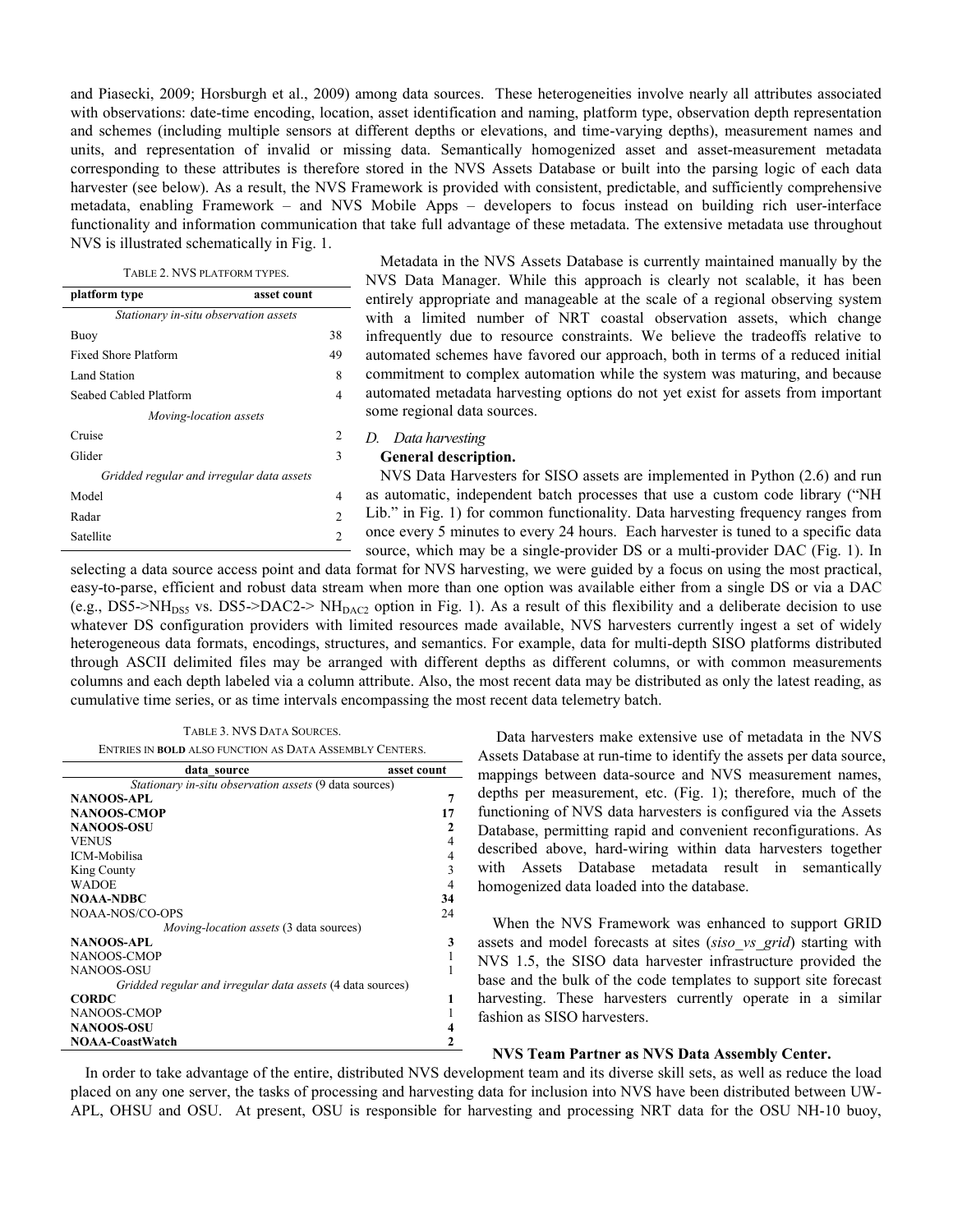and Piasecki, 2009; Horsburgh et al., 2009) among data sources. These heterogeneities involve nearly all attributes associated with observations: date-time encoding, location, asset identification and naming, platform type, observation depth representation and schemes (including multiple sensors at different depths or elevations, and time-varying depths), measurement names and units, and representation of invalid or missing data. Semantically homogenized asset and asset-measurement metadata corresponding to these attributes is therefore stored in the NVS Assets Database or built into the parsing logic of each data harvester (see below). As a result, the NVS Framework is provided with consistent, predictable, and sufficiently comprehensive metadata, enabling Framework – and NVS Mobile Apps – developers to focus instead on building rich user-interface functionality and information communication that take full advantage of these metadata. The extensive metadata use throughout NVS is illustrated schematically in Fig. 1.

TABLE 2. NVS PLATFORM TYPES.

| platform type | asset count |
|---|---|
| *Stationary in-situ observation assets* | |
| Buoy | 38 |
| Fixed Shore Platform | 49 |
| Land Station | 8 |
| Seabed Cabled Platform | 4 |
| *Moving-location assets* | |
| Cruise | 2 |
| Glider | 3 |
| *Gridded regular and irregular data assets* | |
| Model | 4 |
| Radar | 2 |
| Satellite | 2 |

Metadata in the NVS Assets Database is currently maintained manually by the NVS Data Manager. While this approach is clearly not scalable, it has been entirely appropriate and manageable at the scale of a regional observing system with a limited number of NRT coastal observation assets, which change infrequently due to resource constraints. We believe the tradeoffs relative to automated schemes have favored our approach, both in terms of a reduced initial commitment to complex automation while the system was maturing, and because automated metadata harvesting options do not yet exist for assets from important some regional data sources.

### *D. Data harvesting*

**General description.**

NVS Data Harvesters for SISO assets are implemented in Python (2.6) and run as automatic, independent batch processes that use a custom code library ("NH Lib." in Fig. 1) for common functionality. Data harvesting frequency ranges from once every 5 minutes to every 24 hours. Each harvester is tuned to a specific data source, which may be a single-provider DS or a multi-provider DAC (Fig. 1). In selecting a data source access point and data format for NVS harvesting, we were guided by a focus on using the most practical, easy-to-parse, efficient and robust data stream when more than one option was available either from a single DS or via a DAC (e.g., DS5->$NH_{DS5}$ vs. DS5->DAC2-> $NH_{DAC2}$ option in Fig. 1). As a result of this flexibility and a deliberate decision to use whatever DS configuration providers with limited resources made available, NVS harvesters currently ingest a set of widely heterogeneous data formats, encodings, structures, and semantics. For example, data for multi-depth SISO platforms distributed through ASCII delimited files may be arranged with different depths as different columns, or with common measurements columns and each depth labeled via a column attribute. Also, the most recent data may be distributed as only the latest reading, as cumulative time series, or as time intervals encompassing the most recent data telemetry batch.

TABLE 3. NVS DATA SOURCES.
ENTRIES IN **BOLD** ALSO FUNCTION AS DATA ASSEMBLY CENTERS.

| data_source | asset count |
|---|---|
| *Stationary in-situ observation assets* (9 data sources) | |
| **NANOOS-APL** | **7** |
| **NANOOS-CMOP** | **17** |
| **NANOOS-OSU** | **2** |
| VENUS | 4 |
| ICM-Mobilisa | 4 |
| King County | 3 |
| WADOE | 4 |
| **NOAA-NDBC** | **34** |
| NOAA-NOS/CO-OPS | 24 |
| *Moving-location assets* (3 data sources) | |
| **NANOOS-APL** | **3** |
| NANOOS-CMOP | 1 |
| NANOOS-OSU | 1 |
| *Gridded regular and irregular data assets* (4 data sources) | |
| **CORDC** | **1** |
| NANOOS-CMOP | 1 |
| **NANOOS-OSU** | **4** |
| **NOAA-CoastWatch** | **2** |

Data harvesters make extensive use of metadata in the NVS Assets Database at run-time to identify the assets per data source, mappings between data-source and NVS measurement names, depths per measurement, etc. (Fig. 1); therefore, much of the functioning of NVS data harvesters is configured via the Assets Database, permitting rapid and convenient reconfigurations. As described above, hard-wiring within data harvesters together with Assets Database metadata result in semantically homogenized data loaded into the database.

When the NVS Framework was enhanced to support GRID assets and model forecasts at sites (*siso_vs_grid*) starting with NVS 1.5, the SISO data harvester infrastructure provided the base and the bulk of the code templates to support site forecast harvesting. These harvesters currently operate in a similar fashion as SISO harvesters.

**NVS Team Partner as NVS Data Assembly Center.**

In order to take advantage of the entire, distributed NVS development team and its diverse skill sets, as well as reduce the load placed on any one server, the tasks of processing and harvesting data for inclusion into NVS have been distributed between UW-APL, OHSU and OSU. At present, OSU is responsible for harvesting and processing NRT data for the OSU NH-10 buoy,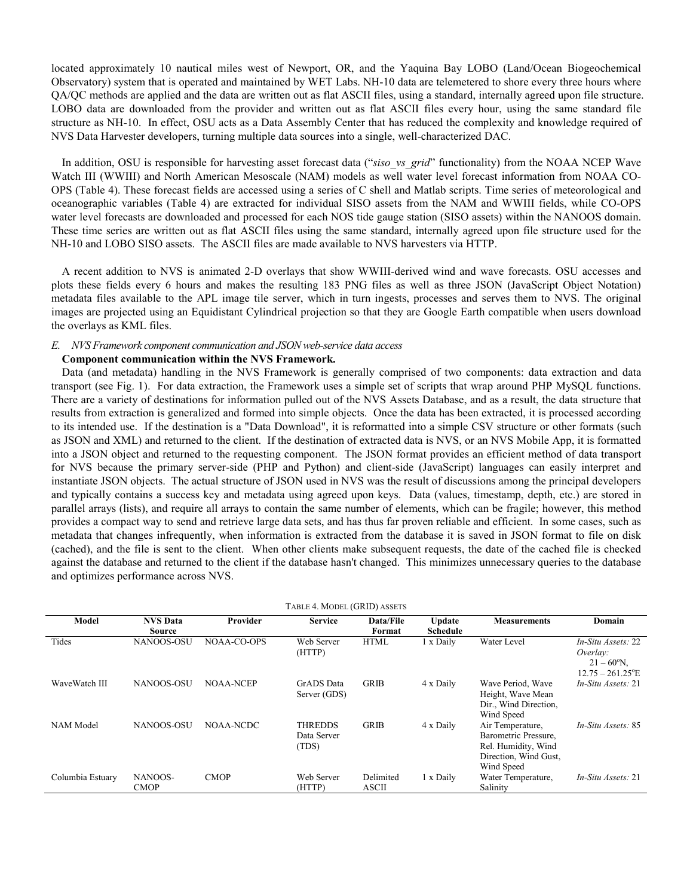located approximately 10 nautical miles west of Newport, OR, and the Yaquina Bay LOBO (Land/Ocean Biogeochemical Observatory) system that is operated and maintained by WET Labs. NH-10 data are telemetered to shore every three hours where QA/QC methods are applied and the data are written out as flat ASCII files, using a standard, internally agreed upon file structure. LOBO data are downloaded from the provider and written out as flat ASCII files every hour, using the same standard file structure as NH-10. In effect, OSU acts as a Data Assembly Center that has reduced the complexity and knowledge required of NVS Data Harvester developers, turning multiple data sources into a single, well-characterized DAC.

In addition, OSU is responsible for harvesting asset forecast data ("*siso_vs_grid*" functionality) from the NOAA NCEP Wave Watch III (WWIII) and North American Mesoscale (NAM) models as well water level forecast information from NOAA CO-OPS (Table 4). These forecast fields are accessed using a series of C shell and Matlab scripts. Time series of meteorological and oceanographic variables (Table 4) are extracted for individual SISO assets from the NAM and WWIII fields, while CO-OPS water level forecasts are downloaded and processed for each NOS tide gauge station (SISO assets) within the NANOOS domain. These time series are written out as flat ASCII files using the same standard, internally agreed upon file structure used for the NH-10 and LOBO SISO assets. The ASCII files are made available to NVS harvesters via HTTP.

A recent addition to NVS is animated 2-D overlays that show WWIII-derived wind and wave forecasts. OSU accesses and plots these fields every 6 hours and makes the resulting 183 PNG files as well as three JSON (JavaScript Object Notation) metadata files available to the APL image tile server, which in turn ingests, processes and serves them to NVS. The original images are projected using an Equidistant Cylindrical projection so that they are Google Earth compatible when users download the overlays as KML files.

### E. *NVS Framework component communication and JSON web-service data access*

**Component communication within the NVS Framework.**

Data (and metadata) handling in the NVS Framework is generally comprised of two components: data extraction and data transport (see Fig. 1). For data extraction, the Framework uses a simple set of scripts that wrap around PHP MySQL functions. There are a variety of destinations for information pulled out of the NVS Assets Database, and as a result, the data structure that results from extraction is generalized and formed into simple objects. Once the data has been extracted, it is processed according to its intended use. If the destination is a "Data Download", it is reformatted into a simple CSV structure or other formats (such as JSON and XML) and returned to the client. If the destination of extracted data is NVS, or an NVS Mobile App, it is formatted into a JSON object and returned to the requesting component. The JSON format provides an efficient method of data transport for NVS because the primary server-side (PHP and Python) and client-side (JavaScript) languages can easily interpret and instantiate JSON objects. The actual structure of JSON used in NVS was the result of discussions among the principal developers and typically contains a success key and metadata using agreed upon keys. Data (values, timestamp, depth, etc.) are stored in parallel arrays (lists), and require all arrays to contain the same number of elements, which can be fragile; however, this method provides a compact way to send and retrieve large data sets, and has thus far proven reliable and efficient. In some cases, such as metadata that changes infrequently, when information is extracted from the database it is saved in JSON format to file on disk (cached), and the file is sent to the client. When other clients make subsequent requests, the date of the cached file is checked against the database and returned to the client if the database hasn't changed. This minimizes unnecessary queries to the database and optimizes performance across NVS.

TABLE 4. MODEL (GRID) ASSETS

| Model | NVS Data Source | Provider | Service | Data/File Format | Update Schedule | Measurements | Domain |
|---|---|---|---|---|---|---|---|
| Tides | NANOOS-OSU | NOAA-CO-OPS | Web Server (HTTP) | HTML | 1 x Daily | Water Level | *In-Situ Assets:* 22 *Overlay:* $21 - 60^{o}$N, $12.75 - 261.25^{o}$E |
| WaveWatch III | NANOOS-OSU | NOAA-NCEP | GrADS Data Server (GDS) | GRIB | 4 x Daily | Wave Period, Wave Height, Wave Mean Dir., Wind Direction, Wind Speed | *In-Situ Assets:* 21 |
| NAM Model | NANOOS-OSU | NOAA-NCDC | THREDDS Data Server (TDS) | GRIB | 4 x Daily | Air Temperature, Barometric Pressure, Rel. Humidity, Wind Direction, Wind Gust, Wind Speed | *In-Situ Assets:* 85 |
| Columbia Estuary | NANOOS-CMOP | CMOP | Web Server (HTTP) | Delimited ASCII | 1 x Daily | Water Temperature, Salinity | *In-Situ Assets:* 21 |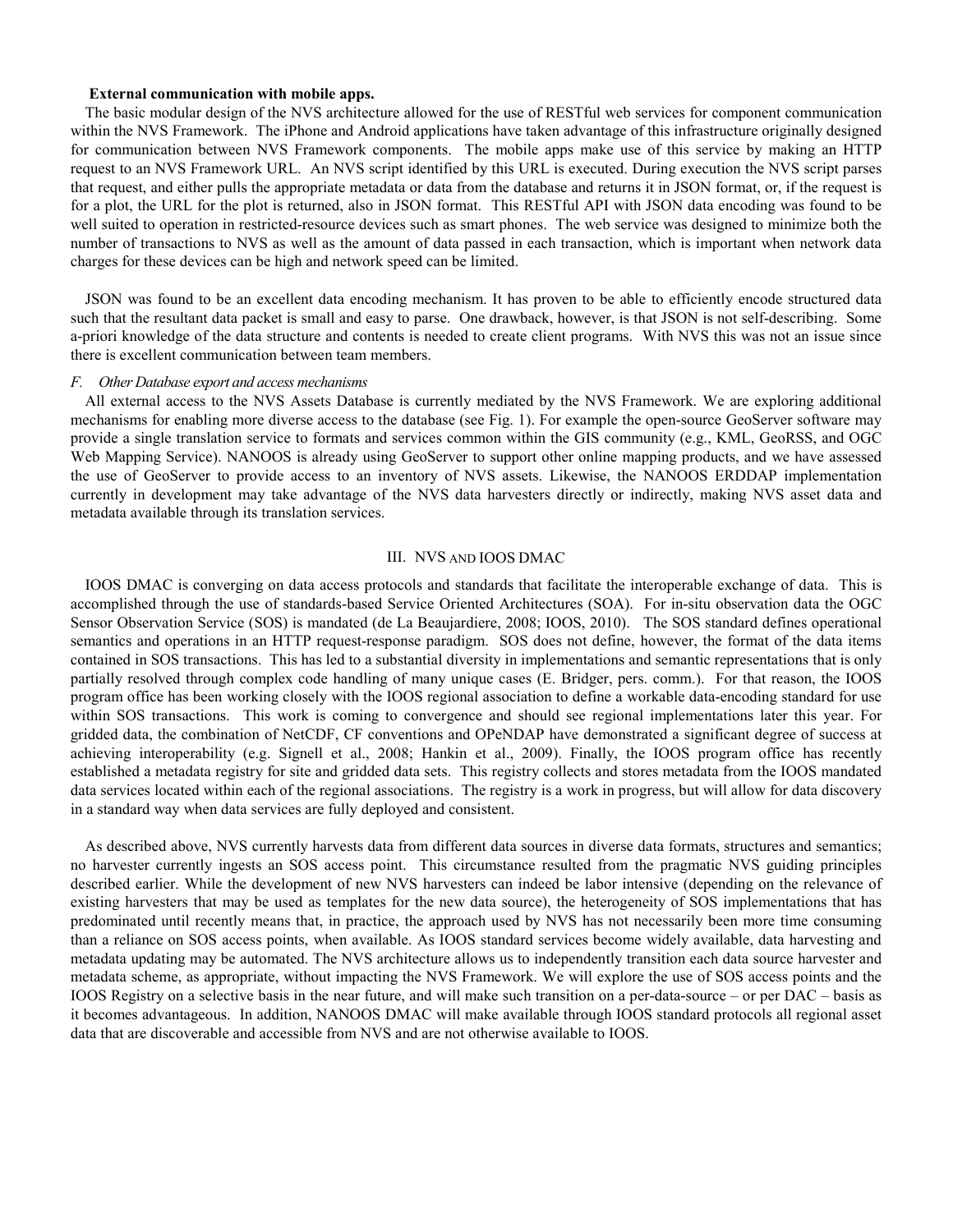**External communication with mobile apps.**

The basic modular design of the NVS architecture allowed for the use of RESTful web services for component communication within the NVS Framework. The iPhone and Android applications have taken advantage of this infrastructure originally designed for communication between NVS Framework components. The mobile apps make use of this service by making an HTTP request to an NVS Framework URL. An NVS script identified by this URL is executed. During execution the NVS script parses that request, and either pulls the appropriate metadata or data from the database and returns it in JSON format, or, if the request is for a plot, the URL for the plot is returned, also in JSON format. This RESTful API with JSON data encoding was found to be well suited to operation in restricted-resource devices such as smart phones. The web service was designed to minimize both the number of transactions to NVS as well as the amount of data passed in each transaction, which is important when network data charges for these devices can be high and network speed can be limited.

JSON was found to be an excellent data encoding mechanism. It has proven to be able to efficiently encode structured data such that the resultant data packet is small and easy to parse. One drawback, however, is that JSON is not self-describing. Some a-priori knowledge of the data structure and contents is needed to create client programs. With NVS this was not an issue since there is excellent communication between team members.

### *F. Other Database export and access mechanisms*

All external access to the NVS Assets Database is currently mediated by the NVS Framework. We are exploring additional mechanisms for enabling more diverse access to the database (see Fig. 1). For example the open-source GeoServer software may provide a single translation service to formats and services common within the GIS community (e.g., KML, GeoRSS, and OGC Web Mapping Service). NANOOS is already using GeoServer to support other online mapping products, and we have assessed the use of GeoServer to provide access to an inventory of NVS assets. Likewise, the NANOOS ERDDAP implementation currently in development may take advantage of the NVS data harvesters directly or indirectly, making NVS asset data and metadata available through its translation services.

## III. NVS AND IOOS DMAC

IOOS DMAC is converging on data access protocols and standards that facilitate the interoperable exchange of data. This is accomplished through the use of standards-based Service Oriented Architectures (SOA). For in-situ observation data the OGC Sensor Observation Service (SOS) is mandated (de La Beaujardiere, 2008; IOOS, 2010). The SOS standard defines operational semantics and operations in an HTTP request-response paradigm. SOS does not define, however, the format of the data items contained in SOS transactions. This has led to a substantial diversity in implementations and semantic representations that is only partially resolved through complex code handling of many unique cases (E. Bridger, pers. comm.). For that reason, the IOOS program office has been working closely with the IOOS regional association to define a workable data-encoding standard for use within SOS transactions. This work is coming to convergence and should see regional implementations later this year. For gridded data, the combination of NetCDF, CF conventions and OPeNDAP have demonstrated a significant degree of success at achieving interoperability (e.g. Signell et al., 2008; Hankin et al., 2009). Finally, the IOOS program office has recently established a metadata registry for site and gridded data sets. This registry collects and stores metadata from the IOOS mandated data services located within each of the regional associations. The registry is a work in progress, but will allow for data discovery in a standard way when data services are fully deployed and consistent.

As described above, NVS currently harvests data from different data sources in diverse data formats, structures and semantics; no harvester currently ingests an SOS access point. This circumstance resulted from the pragmatic NVS guiding principles described earlier. While the development of new NVS harvesters can indeed be labor intensive (depending on the relevance of existing harvesters that may be used as templates for the new data source), the heterogeneity of SOS implementations that has predominated until recently means that, in practice, the approach used by NVS has not necessarily been more time consuming than a reliance on SOS access points, when available. As IOOS standard services become widely available, data harvesting and metadata updating may be automated. The NVS architecture allows us to independently transition each data source harvester and metadata scheme, as appropriate, without impacting the NVS Framework. We will explore the use of SOS access points and the IOOS Registry on a selective basis in the near future, and will make such transition on a per-data-source – or per DAC – basis as it becomes advantageous. In addition, NANOOS DMAC will make available through IOOS standard protocols all regional asset data that are discoverable and accessible from NVS and are not otherwise available to IOOS.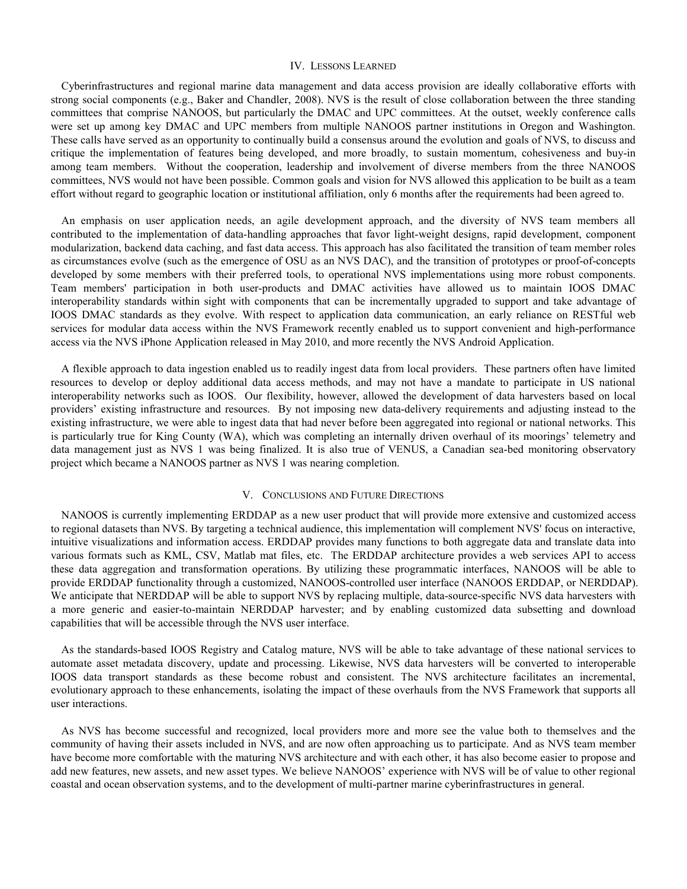## IV. Lessons Learned

Cyberinfrastructures and regional marine data management and data access provision are ideally collaborative efforts with strong social components (e.g., Baker and Chandler, 2008). NVS is the result of close collaboration between the three standing committees that comprise NANOOS, but particularly the DMAC and UPC committees. At the outset, weekly conference calls were set up among key DMAC and UPC members from multiple NANOOS partner institutions in Oregon and Washington. These calls have served as an opportunity to continually build a consensus around the evolution and goals of NVS, to discuss and critique the implementation of features being developed, and more broadly, to sustain momentum, cohesiveness and buy-in among team members. Without the cooperation, leadership and involvement of diverse members from the three NANOOS committees, NVS would not have been possible. Common goals and vision for NVS allowed this application to be built as a team effort without regard to geographic location or institutional affiliation, only 6 months after the requirements had been agreed to.

An emphasis on user application needs, an agile development approach, and the diversity of NVS team members all contributed to the implementation of data-handling approaches that favor light-weight designs, rapid development, component modularization, backend data caching, and fast data access. This approach has also facilitated the transition of team member roles as circumstances evolve (such as the emergence of OSU as an NVS DAC), and the transition of prototypes or proof-of-concepts developed by some members with their preferred tools, to operational NVS implementations using more robust components. Team members' participation in both user-products and DMAC activities have allowed us to maintain IOOS DMAC interoperability standards within sight with components that can be incrementally upgraded to support and take advantage of IOOS DMAC standards as they evolve. With respect to application data communication, an early reliance on RESTful web services for modular data access within the NVS Framework recently enabled us to support convenient and high-performance access via the NVS iPhone Application released in May 2010, and more recently the NVS Android Application.

A flexible approach to data ingestion enabled us to readily ingest data from local providers. These partners often have limited resources to develop or deploy additional data access methods, and may not have a mandate to participate in US national interoperability networks such as IOOS. Our flexibility, however, allowed the development of data harvesters based on local providers' existing infrastructure and resources. By not imposing new data-delivery requirements and adjusting instead to the existing infrastructure, we were able to ingest data that had never before been aggregated into regional or national networks. This is particularly true for King County (WA), which was completing an internally driven overhaul of its moorings' telemetry and data management just as NVS 1 was being finalized. It is also true of VENUS, a Canadian sea-bed monitoring observatory project which became a NANOOS partner as NVS 1 was nearing completion.

## V. Conclusions and Future Directions

NANOOS is currently implementing ERDDAP as a new user product that will provide more extensive and customized access to regional datasets than NVS. By targeting a technical audience, this implementation will complement NVS' focus on interactive, intuitive visualizations and information access. ERDDAP provides many functions to both aggregate data and translate data into various formats such as KML, CSV, Matlab mat files, etc. The ERDDAP architecture provides a web services API to access these data aggregation and transformation operations. By utilizing these programmatic interfaces, NANOOS will be able to provide ERDDAP functionality through a customized, NANOOS-controlled user interface (NANOOS ERDDAP, or NERDDAP). We anticipate that NERDDAP will be able to support NVS by replacing multiple, data-source-specific NVS data harvesters with a more generic and easier-to-maintain NERDDAP harvester; and by enabling customized data subsetting and download capabilities that will be accessible through the NVS user interface.

As the standards-based IOOS Registry and Catalog mature, NVS will be able to take advantage of these national services to automate asset metadata discovery, update and processing. Likewise, NVS data harvesters will be converted to interoperable IOOS data transport standards as these become robust and consistent. The NVS architecture facilitates an incremental, evolutionary approach to these enhancements, isolating the impact of these overhauls from the NVS Framework that supports all user interactions.

As NVS has become successful and recognized, local providers more and more see the value both to themselves and the community of having their assets included in NVS, and are now often approaching us to participate. And as NVS team member have become more comfortable with the maturing NVS architecture and with each other, it has also become easier to propose and add new features, new assets, and new asset types. We believe NANOOS' experience with NVS will be of value to other regional coastal and ocean observation systems, and to the development of multi-partner marine cyberinfrastructures in general.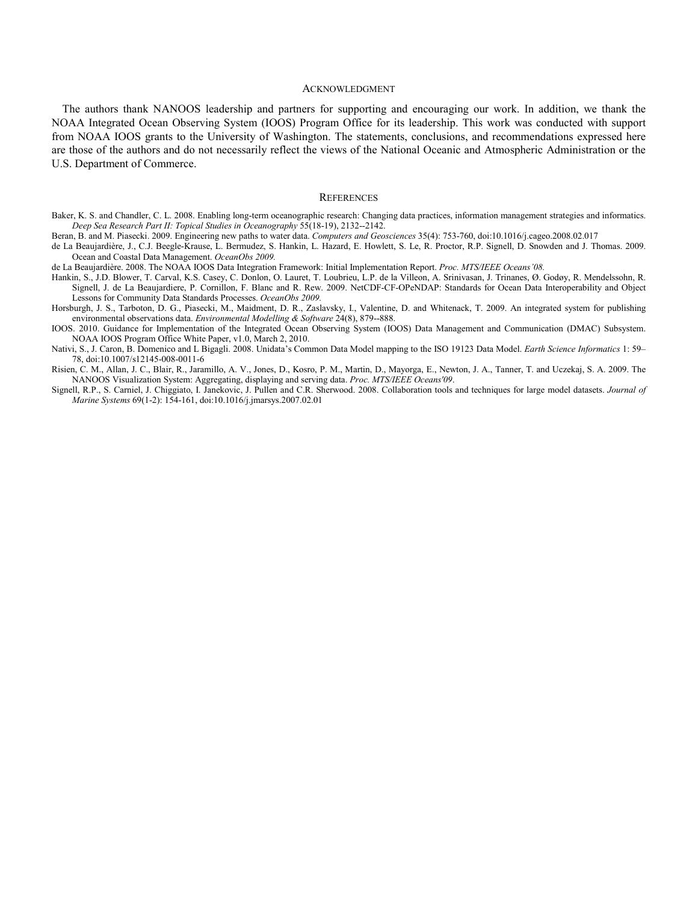## ACKNOWLEDGMENT

The authors thank NANOOS leadership and partners for supporting and encouraging our work. In addition, we thank the NOAA Integrated Ocean Observing System (IOOS) Program Office for its leadership. This work was conducted with support from NOAA IOOS grants to the University of Washington. The statements, conclusions, and recommendations expressed here are those of the authors and do not necessarily reflect the views of the National Oceanic and Atmospheric Administration or the U.S. Department of Commerce.

## REFERENCES

Baker, K. S. and Chandler, C. L. 2008. Enabling long-term oceanographic research: Changing data practices, information management strategies and informatics. *Deep Sea Research Part II: Topical Studies in Oceanography* 55(18-19), 2132--2142.

Beran, B. and M. Piasecki. 2009. Engineering new paths to water data. *Computers and Geosciences* 35(4): 753-760, doi:10.1016/j.cageo.2008.02.017

de La Beaujardière, J., C.J. Beegle-Krause, L. Bermudez, S. Hankin, L. Hazard, E. Howlett, S. Le, R. Proctor, R.P. Signell, D. Snowden and J. Thomas. 2009. Ocean and Coastal Data Management. *OceanObs 2009.*

de La Beaujardière. 2008. The NOAA IOOS Data Integration Framework: Initial Implementation Report. *Proc. MTS/IEEE Oceans'08.*

Hankin, S., J.D. Blower, T. Carval, K.S. Casey, C. Donlon, O. Lauret, T. Loubrieu, L.P. de la Villeon, A. Srinivasan, J. Trinanes, Ø. Godøy, R. Mendelssohn, R. Signell, J. de La Beaujardiere, P. Cornillon, F. Blanc and R. Rew. 2009. NetCDF-CF-OPeNDAP: Standards for Ocean Data Interoperability and Object Lessons for Community Data Standards Processes. *OceanObs 2009.*

Horsburgh, J. S., Tarboton, D. G., Piasecki, M., Maidment, D. R., Zaslavsky, I., Valentine, D. and Whitenack, T. 2009. An integrated system for publishing environmental observations data. *Environmental Modelling & Software* 24(8), 879--888.

IOOS. 2010. Guidance for Implementation of the Integrated Ocean Observing System (IOOS) Data Management and Communication (DMAC) Subsystem. NOAA IOOS Program Office White Paper, v1.0, March 2, 2010.

Nativi, S., J. Caron, B. Domenico and L Bigagli. 2008. Unidata's Common Data Model mapping to the ISO 19123 Data Model. *Earth Science Informatics* 1: 59–78, doi:10.1007/s12145-008-0011-6

Risien, C. M., Allan, J. C., Blair, R., Jaramillo, A. V., Jones, D., Kosro, P. M., Martin, D., Mayorga, E., Newton, J. A., Tanner, T. and Uczekaj, S. A. 2009. The NANOOS Visualization System: Aggregating, displaying and serving data. *Proc. MTS/IEEE Oceans'09*.

Signell, R.P., S. Carniel, J. Chiggiato, I. Janekovic, J. Pullen and C.R. Sherwood. 2008. Collaboration tools and techniques for large model datasets. *Journal of Marine Systems* 69(1-2): 154-161, doi:10.1016/j.jmarsys.2007.02.01